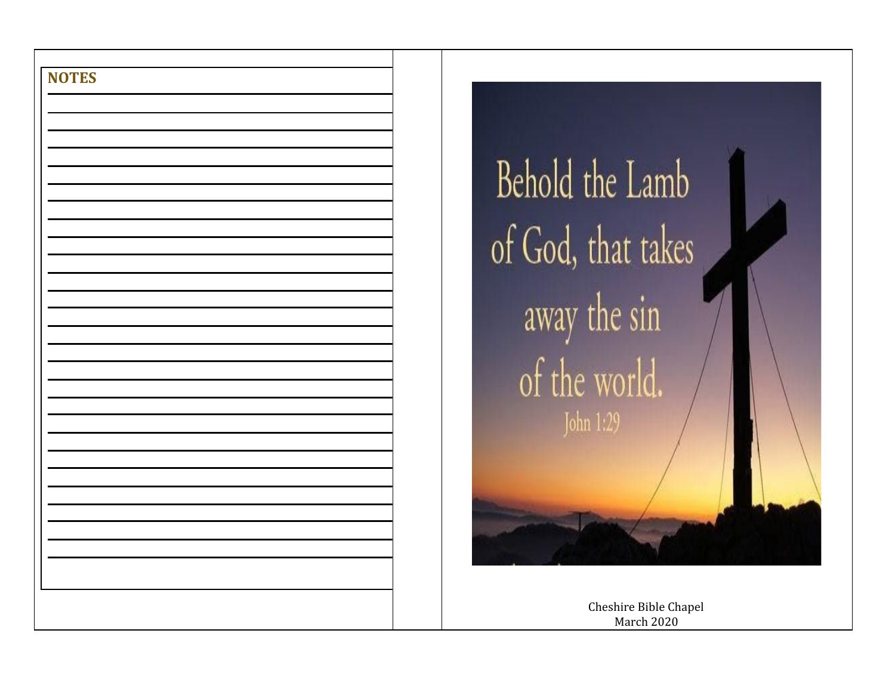**NOTES**

Behold the Lamb of God, that takes away the sin of the world.
John 1:29

Cheshire Bible Chapel
March 2020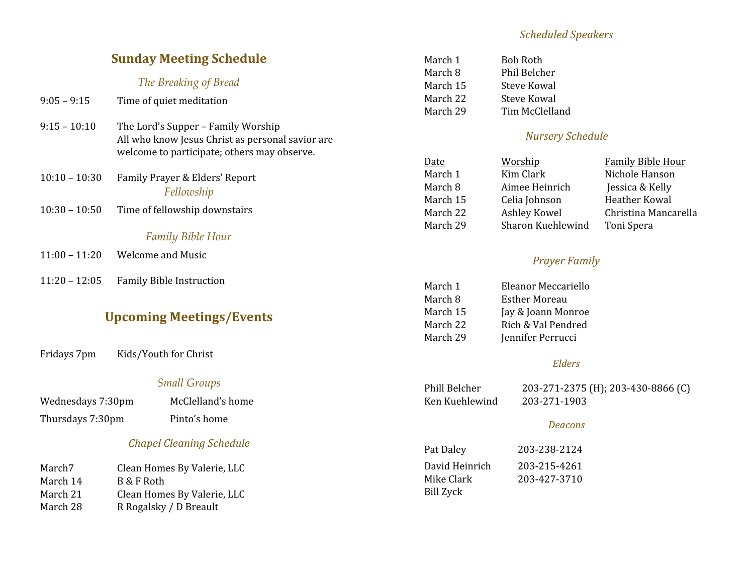## Sunday Meeting Schedule

*The Breaking of Bread*

| | |
|---|---|
| 9:05 – 9:15 | Time of quiet meditation |
| 9:15 – 10:10 | The Lord's Supper – Family Worship<br>All who know Jesus Christ as personal savior are welcome to participate; others may observe. |
| 10:10 – 10:30 | Family Prayer & Elders' Report |

*Fellowship*

| | |
|---|---|
| 10:30 – 10:50 | Time of fellowship downstairs |

*Family Bible Hour*

| | |
|---|---|
| 11:00 – 11:20 | Welcome and Music |
| 11:20 – 12:05 | Family Bible Instruction |

## Upcoming Meetings/Events

| | |
|---|---|
| Fridays 7pm | Kids/Youth for Christ |

*Small Groups*

| | |
|---|---|
| Wednesdays 7:30pm | McClelland's home |
| Thursdays 7:30pm | Pinto's home |

*Chapel Cleaning Schedule*

| | |
|---|---|
| March7 | Clean Homes By Valerie, LLC |
| March 14 | B & F Roth |
| March 21 | Clean Homes By Valerie, LLC |
| March 28 | R Rogalsky / D Breault |

*Scheduled Speakers*

| | |
|---|---|
| March 1 | Bob Roth |
| March 8 | Phil Belcher |
| March 15 | Steve Kowal |
| March 22 | Steve Kowal |
| March 29 | Tim McClelland |

*Nursery Schedule*

| Date | Worship | Family Bible Hour |
|---|---|---|
| March 1 | Kim Clark | Nichole Hanson |
| March 8 | Aimee Heinrich | Jessica & Kelly |
| March 15 | Celia Johnson | Heather Kowal |
| March 22 | Ashley Kowel | Christina Mancarella |
| March 29 | Sharon Kuehlewind | Toni Spera |

*Prayer Family*

| | |
|---|---|
| March 1 | Eleanor Meccariello |
| March 8 | Esther Moreau |
| March 15 | Jay & Joann Monroe |
| March 22 | Rich & Val Pendred |
| March 29 | Jennifer Perrucci |

*Elders*

| | |
|---|---|
| Phill Belcher | 203-271-2375 (H); 203-430-8866 (C) |
| Ken Kuehlewind | 203-271-1903 |

*Deacons*

| | |
|---|---|
| Pat Daley | 203-238-2124 |
| David Heinrich | 203-215-4261 |
| Mike Clark | 203-427-3710 |
| Bill Zyck | |